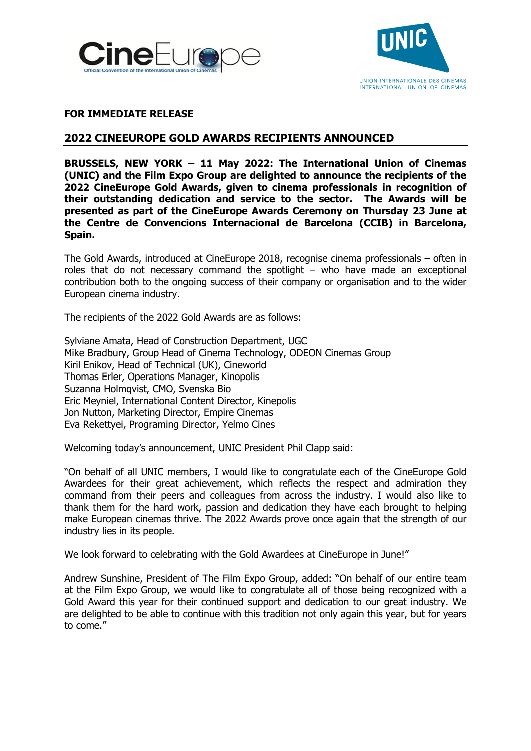**FOR IMMEDIATE RELEASE**

## 2022 CINEEUROPE GOLD AWARDS RECIPIENTS ANNOUNCED

**BRUSSELS, NEW YORK – 11 May 2022: The International Union of Cinemas (UNIC) and the Film Expo Group are delighted to announce the recipients of the 2022 CineEurope Gold Awards, given to cinema professionals in recognition of their outstanding dedication and service to the sector. The Awards will be presented as part of the CineEurope Awards Ceremony on Thursday 23 June at the Centre de Convencions Internacional de Barcelona (CCIB) in Barcelona, Spain.**

The Gold Awards, introduced at CineEurope 2018, recognise cinema professionals – often in roles that do not necessary command the spotlight – who have made an exceptional contribution both to the ongoing success of their company or organisation and to the wider European cinema industry.

The recipients of the 2022 Gold Awards are as follows:

Sylviane Amata, Head of Construction Department, UGC
Mike Bradbury, Group Head of Cinema Technology, ODEON Cinemas Group
Kiril Enikov, Head of Technical (UK), Cineworld
Thomas Erler, Operations Manager, Kinopolis
Suzanna Holmqvist, CMO, Svenska Bio
Eric Meyniel, International Content Director, Kinepolis
Jon Nutton, Marketing Director, Empire Cinemas
Eva Rekettyei, Programing Director, Yelmo Cines

Welcoming today's announcement, UNIC President Phil Clapp said:

"On behalf of all UNIC members, I would like to congratulate each of the CineEurope Gold Awardees for their great achievement, which reflects the respect and admiration they command from their peers and colleagues from across the industry. I would also like to thank them for the hard work, passion and dedication they have each brought to helping make European cinemas thrive. The 2022 Awards prove once again that the strength of our industry lies in its people.

We look forward to celebrating with the Gold Awardees at CineEurope in June!"

Andrew Sunshine, President of The Film Expo Group, added: "On behalf of our entire team at the Film Expo Group, we would like to congratulate all of those being recognized with a Gold Award this year for their continued support and dedication to our great industry. We are delighted to be able to continue with this tradition not only again this year, but for years to come."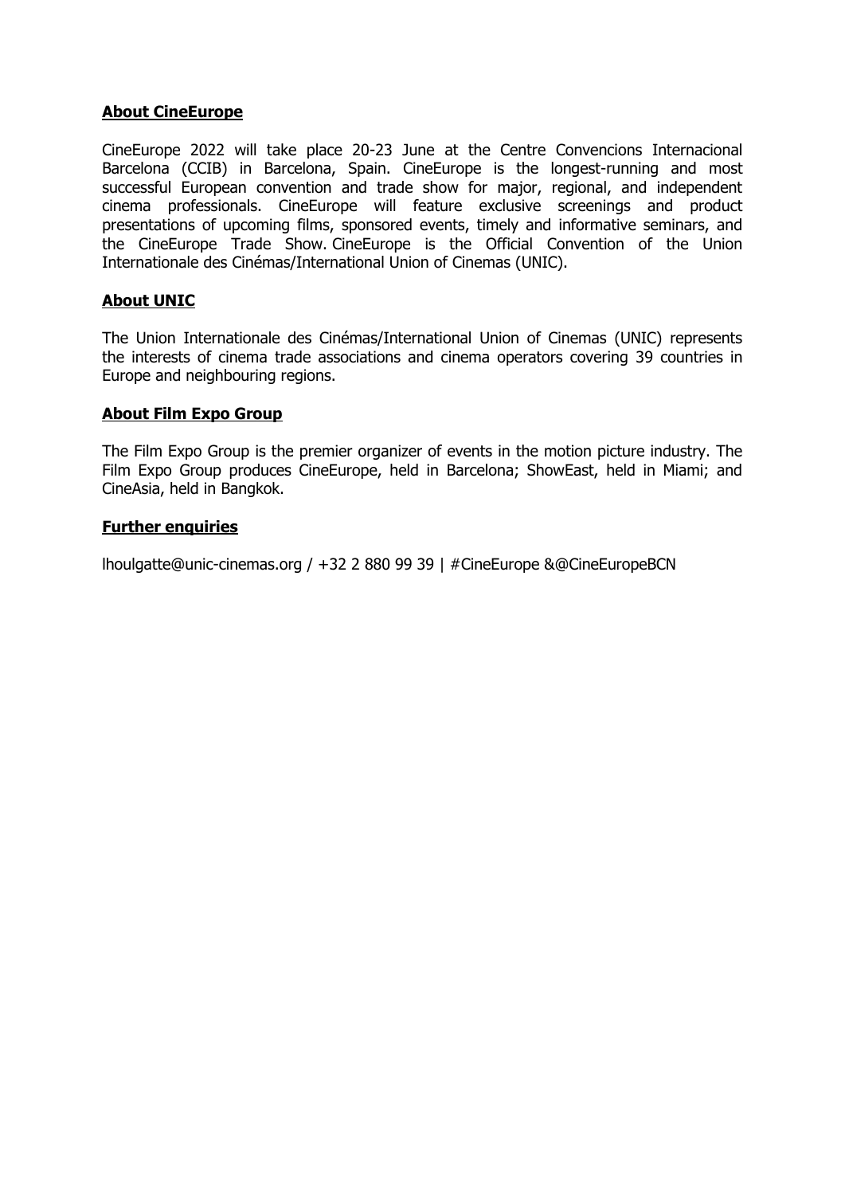## About CineEurope

CineEurope 2022 will take place 20-23 June at the Centre Convencions Internacional Barcelona (CCIB) in Barcelona, Spain. CineEurope is the longest-running and most successful European convention and trade show for major, regional, and independent cinema professionals. CineEurope will feature exclusive screenings and product presentations of upcoming films, sponsored events, timely and informative seminars, and the CineEurope Trade Show. CineEurope is the Official Convention of the Union Internationale des Cinémas/International Union of Cinemas (UNIC).

## About UNIC

The Union Internationale des Cinémas/International Union of Cinemas (UNIC) represents the interests of cinema trade associations and cinema operators covering 39 countries in Europe and neighbouring regions.

## About Film Expo Group

The Film Expo Group is the premier organizer of events in the motion picture industry. The Film Expo Group produces CineEurope, held in Barcelona; ShowEast, held in Miami; and CineAsia, held in Bangkok.

## Further enquiries

lhoulgatte@unic-cinemas.org / +32 2 880 99 39 | #CineEurope &@CineEuropeBCN